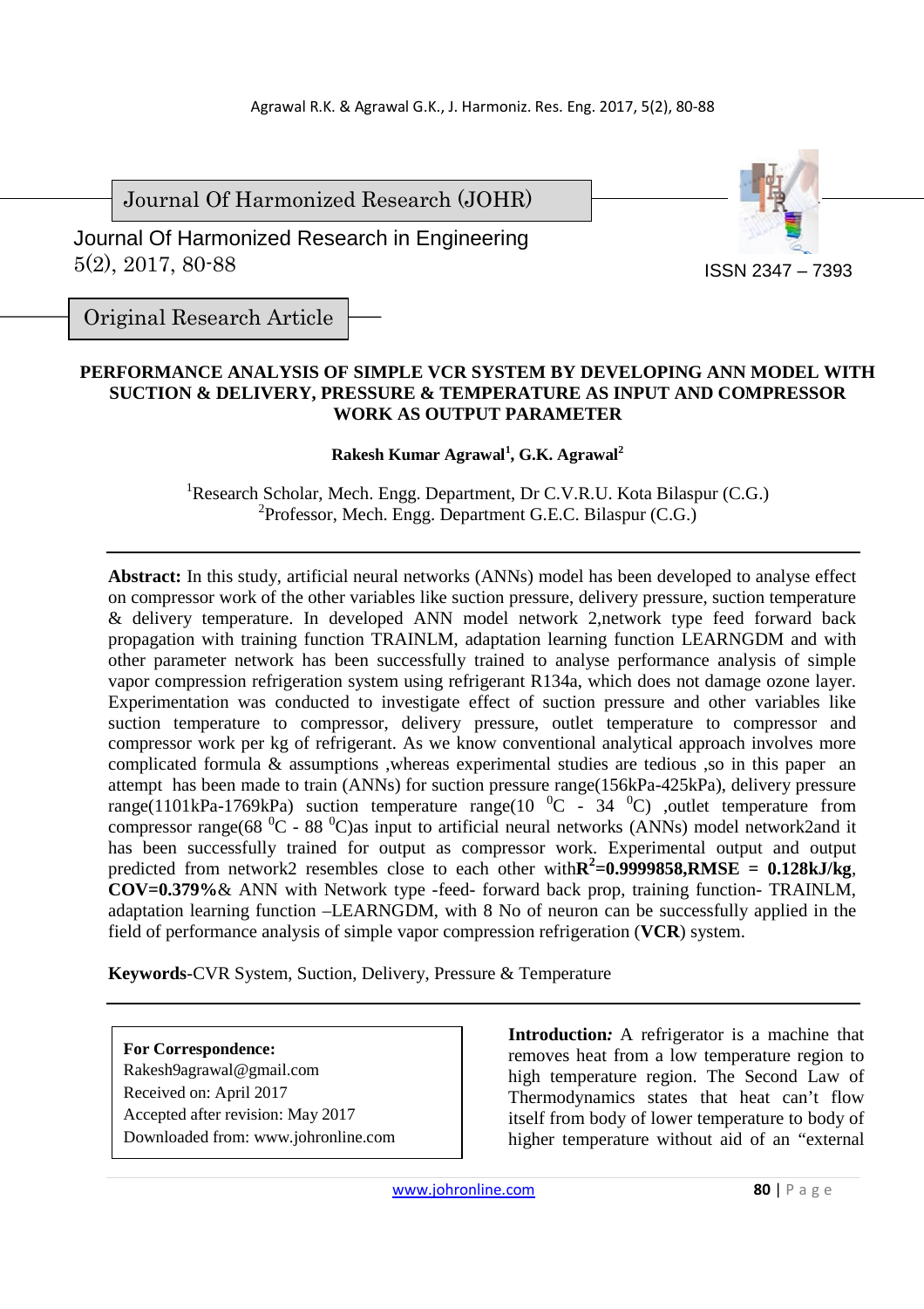Journal Of Harmonized Research (JOHR)

Journal Of Harmonized Research in Engineering
5(2), 2017, 80-88

ISSN 2347 – 7393

Original Research Article

# PERFORMANCE ANALYSIS OF SIMPLE VCR SYSTEM BY DEVELOPING ANN MODEL WITH SUCTION & DELIVERY, PRESSURE & TEMPERATURE AS INPUT AND COMPRESSOR WORK AS OUTPUT PARAMETER

**Rakesh Kumar Agrawal[1], G.K. Agrawal[2]**

[1]Research Scholar, Mech. Engg. Department, Dr C.V.R.U. Kota Bilaspur (C.G.)
[2]Professor, Mech. Engg. Department G.E.C. Bilaspur (C.G.)

**Abstract:** In this study, artificial neural networks (ANNs) model has been developed to analyse effect on compressor work of the other variables like suction pressure, delivery pressure, suction temperature & delivery temperature. In developed ANN model network 2,network type feed forward back propagation with training function TRAINLM, adaptation learning function LEARNGDM and with other parameter network has been successfully trained to analyse performance analysis of simple vapor compression refrigeration system using refrigerant R134a, which does not damage ozone layer. Experimentation was conducted to investigate effect of suction pressure and other variables like suction temperature to compressor, delivery pressure, outlet temperature to compressor and compressor work per kg of refrigerant. As we know conventional analytical approach involves more complicated formula & assumptions ,whereas experimental studies are tedious ,so in this paper an attempt has been made to train (ANNs) for suction pressure range(156kPa-425kPa), delivery pressure range(1101kPa-1769kPa) suction temperature range(10 $^0$C - 34 $^0$C) ,outlet temperature from compressor range(68 $^0$C - 88 $^0$C)as input to artificial neural networks (ANNs) model network2and it has been successfully trained for output as compressor work. Experimental output and output predicted from network2 resembles close to each other with$\mathbf{R^2}$**=0.9999858,RMSE = 0.128kJ/kg**, **COV=0.379%**& ANN with Network type -feed- forward back prop, training function- TRAINLM, adaptation learning function –LEARNGDM, with 8 No of neuron can be successfully applied in the field of performance analysis of simple vapor compression refrigeration (**VCR**) system.

**Keywords**-CVR System, Suction, Delivery, Pressure & Temperature

**For Correspondence:**
Rakesh9agrawal@gmail.com
Received on: April 2017
Accepted after revision: May 2017
Downloaded from: www.johronline.com

**Introduction***:* A refrigerator is a machine that removes heat from a low temperature region to high temperature region. The Second Law of Thermodynamics states that heat can't flow itself from body of lower temperature to body of higher temperature without aid of an "external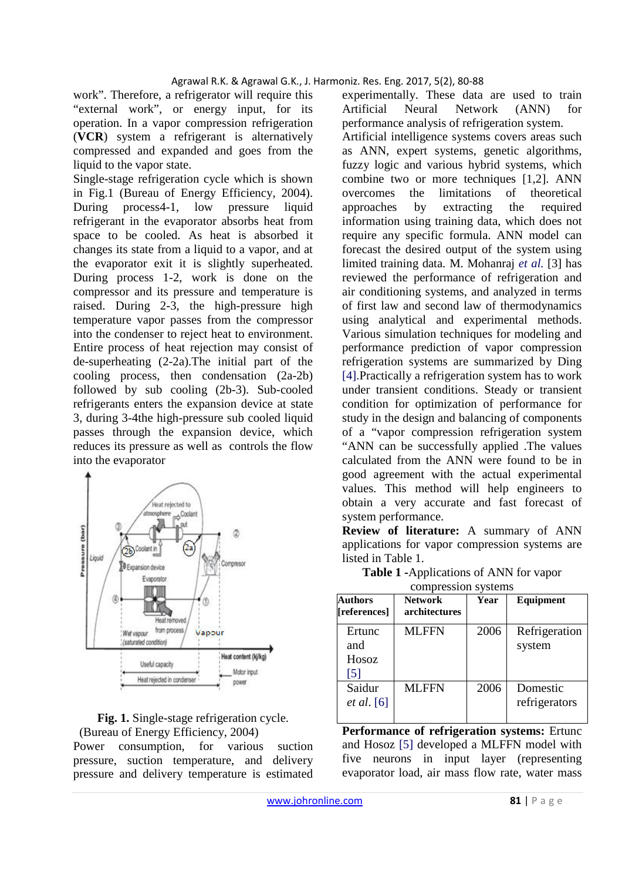work". Therefore, a refrigerator will require this "external work", or energy input, for its operation. In a vapor compression refrigeration (**VCR**) system a refrigerant is alternatively compressed and expanded and goes from the liquid to the vapor state.

Single-stage refrigeration cycle which is shown in Fig.1 (Bureau of Energy Efficiency, 2004). During process4-1, low pressure liquid refrigerant in the evaporator absorbs heat from space to be cooled. As heat is absorbed it changes its state from a liquid to a vapor, and at the evaporator exit it is slightly superheated. During process 1-2, work is done on the compressor and its pressure and temperature is raised. During 2-3, the high-pressure high temperature vapor passes from the compressor into the condenser to reject heat to environment. Entire process of heat rejection may consist of de-superheating (2-2a).The initial part of the cooling process, then condensation (2a-2b) followed by sub cooling (2b-3). Sub-cooled refrigerants enters the expansion device at state 3, during 3-4the high-pressure sub cooled liquid passes through the expansion device, which reduces its pressure as well as controls the flow into the evaporator

**Fig. 1.** Single-stage refrigeration cycle. (Bureau of Energy Efficiency, 2004)

Power consumption, for various suction pressure, suction temperature, and delivery pressure and delivery temperature is estimated experimentally. These data are used to train Artificial Neural Network (ANN) for performance analysis of refrigeration system.

Artificial intelligence systems covers areas such as ANN, expert systems, genetic algorithms, fuzzy logic and various hybrid systems, which combine two or more techniques [1,2]. ANN overcomes the limitations of theoretical approaches by extracting the required information using training data, which does not require any specific formula. ANN model can forecast the desired output of the system using limited training data. M. Mohanraj *et al.* [3] has reviewed the performance of refrigeration and air conditioning systems, and analyzed in terms of first law and second law of thermodynamics using analytical and experimental methods. Various simulation techniques for modeling and performance prediction of vapor compression refrigeration systems are summarized by Ding [4].Practically a refrigeration system has to work under transient conditions. Steady or transient condition for optimization of performance for study in the design and balancing of components of a "vapor compression refrigeration system "ANN can be successfully applied .The values calculated from the ANN were found to be in good agreement with the actual experimental values. This method will help engineers to obtain a very accurate and fast forecast of system performance.

**Review of literature:** A summary of ANN applications for vapor compression systems are listed in Table 1.

**Table 1 -**Applications of ANN for vapor compression systems

| Authors [references] | Network architectures | Year | Equipment |
|---|---|---|---|
| Ertunc and Hosoz [5] | MLFFN | 2006 | Refrigeration system |
| Saidur *et al.* [6] | MLFFN | 2006 | Domestic refrigerators |

**Performance of refrigeration systems:** Ertunc and Hosoz [5] developed a MLFFN model with five neurons in input layer (representing evaporator load, air mass flow rate, water mass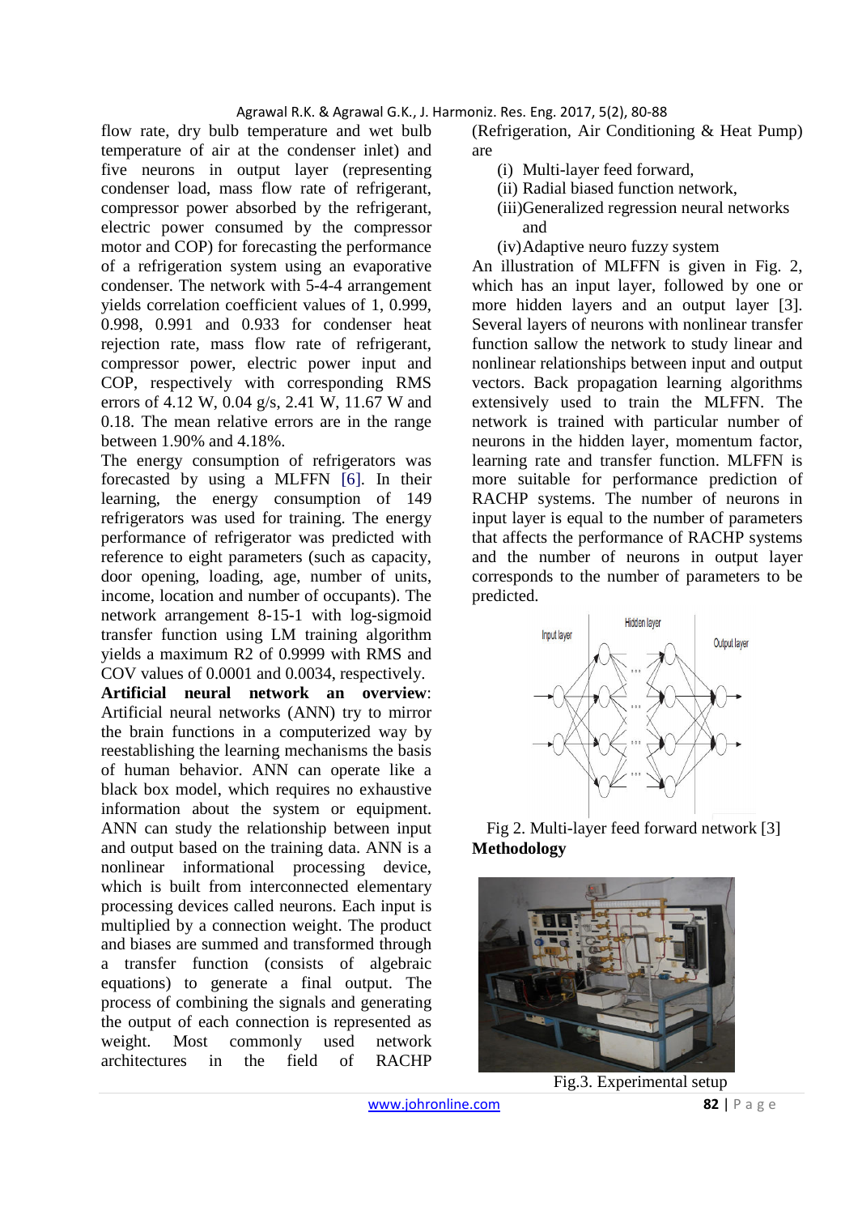flow rate, dry bulb temperature and wet bulb temperature of air at the condenser inlet) and five neurons in output layer (representing condenser load, mass flow rate of refrigerant, compressor power absorbed by the refrigerant, electric power consumed by the compressor motor and COP) for forecasting the performance of a refrigeration system using an evaporative condenser. The network with 5-4-4 arrangement yields correlation coefficient values of 1, 0.999, 0.998, 0.991 and 0.933 for condenser heat rejection rate, mass flow rate of refrigerant, compressor power, electric power input and COP, respectively with corresponding RMS errors of 4.12 W, 0.04 g/s, 2.41 W, 11.67 W and 0.18. The mean relative errors are in the range between 1.90% and 4.18%.

The energy consumption of refrigerators was forecasted by using a MLFFN [6]. In their learning, the energy consumption of 149 refrigerators was used for training. The energy performance of refrigerator was predicted with reference to eight parameters (such as capacity, door opening, loading, age, number of units, income, location and number of occupants). The network arrangement 8-15-1 with log-sigmoid transfer function using LM training algorithm yields a maximum R2 of 0.9999 with RMS and COV values of 0.0001 and 0.0034, respectively.

**Artificial neural network an overview**: Artificial neural networks (ANN) try to mirror the brain functions in a computerized way by reestablishing the learning mechanisms the basis of human behavior. ANN can operate like a black box model, which requires no exhaustive information about the system or equipment. ANN can study the relationship between input and output based on the training data. ANN is a nonlinear informational processing device, which is built from interconnected elementary processing devices called neurons. Each input is multiplied by a connection weight. The product and biases are summed and transformed through a transfer function (consists of algebraic equations) to generate a final output. The process of combining the signals and generating the output of each connection is represented as weight. Most commonly used network architectures in the field of RACHP (Refrigeration, Air Conditioning & Heat Pump) are

(i) Multi-layer feed forward,
(ii) Radial biased function network,
(iii) Generalized regression neural networks and
(iv) Adaptive neuro fuzzy system

An illustration of MLFFN is given in Fig. 2, which has an input layer, followed by one or more hidden layers and an output layer [3]. Several layers of neurons with nonlinear transfer function sallow the network to study linear and nonlinear relationships between input and output vectors. Back propagation learning algorithms extensively used to train the MLFFN. The network is trained with particular number of neurons in the hidden layer, momentum factor, learning rate and transfer function. MLFFN is more suitable for performance prediction of RACHP systems. The number of neurons in input layer is equal to the number of parameters that affects the performance of RACHP systems and the number of neurons in output layer corresponds to the number of parameters to be predicted.

Fig 2. Multi-layer feed forward network [3]

**Methodology**

Fig.3. Experimental setup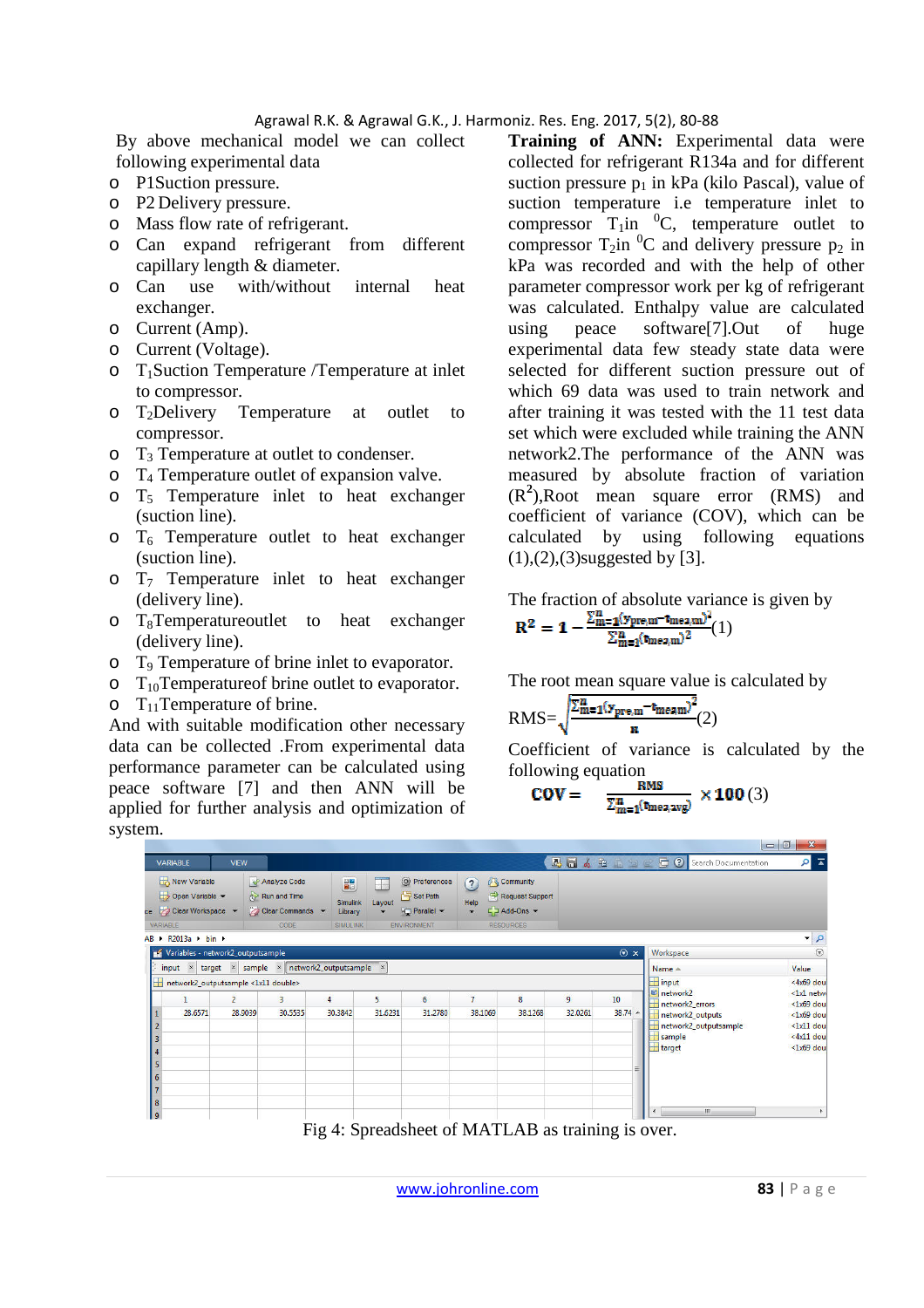By above mechanical model we can collect following experimental data

- P1Suction pressure.
- P2 Delivery pressure.
- Mass flow rate of refrigerant.
- Can expand refrigerant from different capillary length & diameter.
- Can use with/without internal heat exchanger.
- Current (Amp).
- Current (Voltage).
- $T_1$Suction Temperature /Temperature at inlet to compressor.
- $T_2$Delivery Temperature at outlet to compressor.
- $T_3$ Temperature at outlet to condenser.
- $T_4$ Temperature outlet of expansion valve.
- $T_5$ Temperature inlet to heat exchanger (suction line).
- $T_6$ Temperature outlet to heat exchanger (suction line).
- $T_7$ Temperature inlet to heat exchanger (delivery line).
- $T_8$Temperatureoutlet to heat exchanger (delivery line).
- $T_9$ Temperature of brine inlet to evaporator.
- $T_{10}$Temperatureof brine outlet to evaporator.
- $T_{11}$Temperature of brine.

And with suitable modification other necessary data can be collected .From experimental data performance parameter can be calculated using peace software [7] and then ANN will be applied for further analysis and optimization of system.

**Training of ANN:** Experimental data were collected for refrigerant R134a and for different suction pressure $p_1$ in kPa (kilo Pascal), value of suction temperature i.e temperature inlet to compressor $T_1$in $^0$C, temperature outlet to compressor $T_2$in $^0$C and delivery pressure $p_2$ in kPa was recorded and with the help of other parameter compressor work per kg of refrigerant was calculated. Enthalpy value are calculated using peace software[7].Out of huge experimental data few steady state data were selected for different suction pressure out of which 69 data was used to train network and after training it was tested with the 11 test data set which were excluded while training the ANN network2.The performance of the ANN was measured by absolute fraction of variation ($R^2$),Root mean square error (RMS) and coefficient of variance (COV), which can be calculated by using following equations (1),(2),(3)suggested by [3].

The fraction of absolute variance is given by

$$R^2 = 1 - \frac{\sum_{m=1}^{n}(y_{pre,m} - t_{mea,m})^2}{\sum_{m=1}^{n}(t_{mea,m})^2} \quad (1)$$

The root mean square value is calculated by

$$RMS = \sqrt{\frac{\sum_{m=1}^{n}(y_{pre,m} - t_{mea,m})^2}{n}} \quad (2)$$

Coefficient of variance is calculated by the following equation

$$COV = \frac{RMS}{\sum_{m=1}^{n}(t_{mea,avg})} \times 100 \quad (3)$$

Fig 4: Spreadsheet of MATLAB as training is over.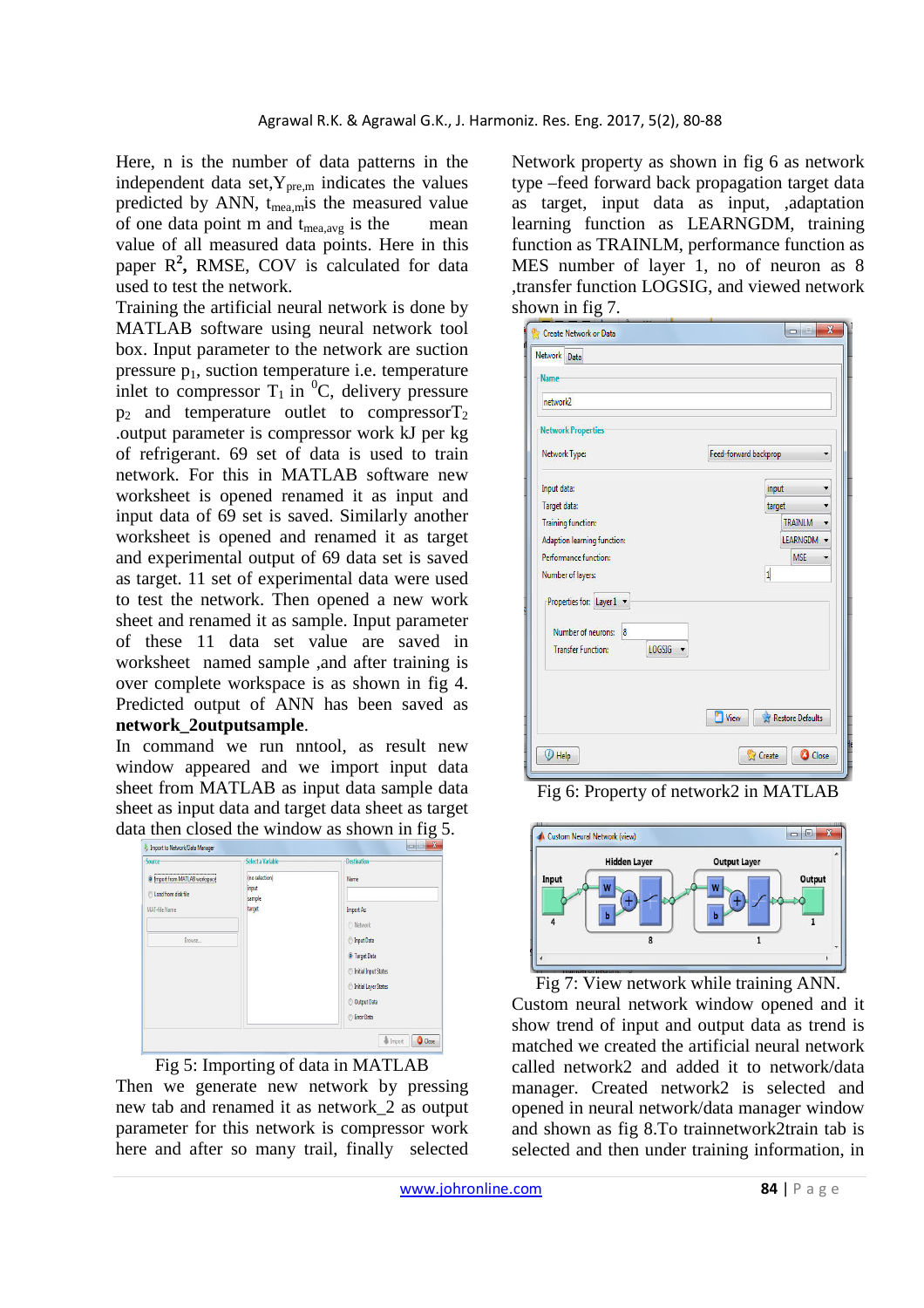Here, n is the number of data patterns in the independent data set, $Y_{pre,m}$ indicates the values predicted by ANN, $t_{mea,m}$ is the measured value of one data point m and $t_{mea,avg}$ is the mean value of all measured data points. Here in this paper $R^2$, RMSE, COV is calculated for data used to test the network.

Training the artificial neural network is done by MATLAB software using neural network tool box. Input parameter to the network are suction pressure $p_1$, suction temperature i.e. temperature inlet to compressor $T_1$ in $^0$C, delivery pressure $p_2$ and temperature outlet to compressor $T_2$ .output parameter is compressor work kJ per kg of refrigerant. 69 set of data is used to train network. For this in MATLAB software new worksheet is opened renamed it as input and input data of 69 set is saved. Similarly another worksheet is opened and renamed it as target and experimental output of 69 data set is saved as target. 11 set of experimental data were used to test the network. Then opened a new work sheet and renamed it as sample. Input parameter of these 11 data set value are saved in worksheet named sample ,and after training is over complete workspace is as shown in fig 4. Predicted output of ANN has been saved as **network_2outputsample**.

In command we run nntool, as result new window appeared and we import input data sheet from MATLAB as input data sample data sheet as input data and target data sheet as target data then closed the window as shown in fig 5.

Fig 5: Importing of data in MATLAB

Then we generate new network by pressing new tab and renamed it as network_2 as output parameter for this network is compressor work here and after so many trail, finally selected Network property as shown in fig 6 as network type –feed forward back propagation target data as target, input data as input, ,adaptation learning function as LEARNGDM, training function as TRAINLM, performance function as MES number of layer 1, no of neuron as 8 ,transfer function LOGSIG, and viewed network shown in fig 7.

Fig 6: Property of network2 in MATLAB

Fig 7: View network while training ANN.

Custom neural network window opened and it show trend of input and output data as trend is matched we created the artificial neural network called network2 and added it to network/data manager. Created network2 is selected and opened in neural network/data manager window and shown as fig 8.To trainnetwork2train tab is selected and then under training information, in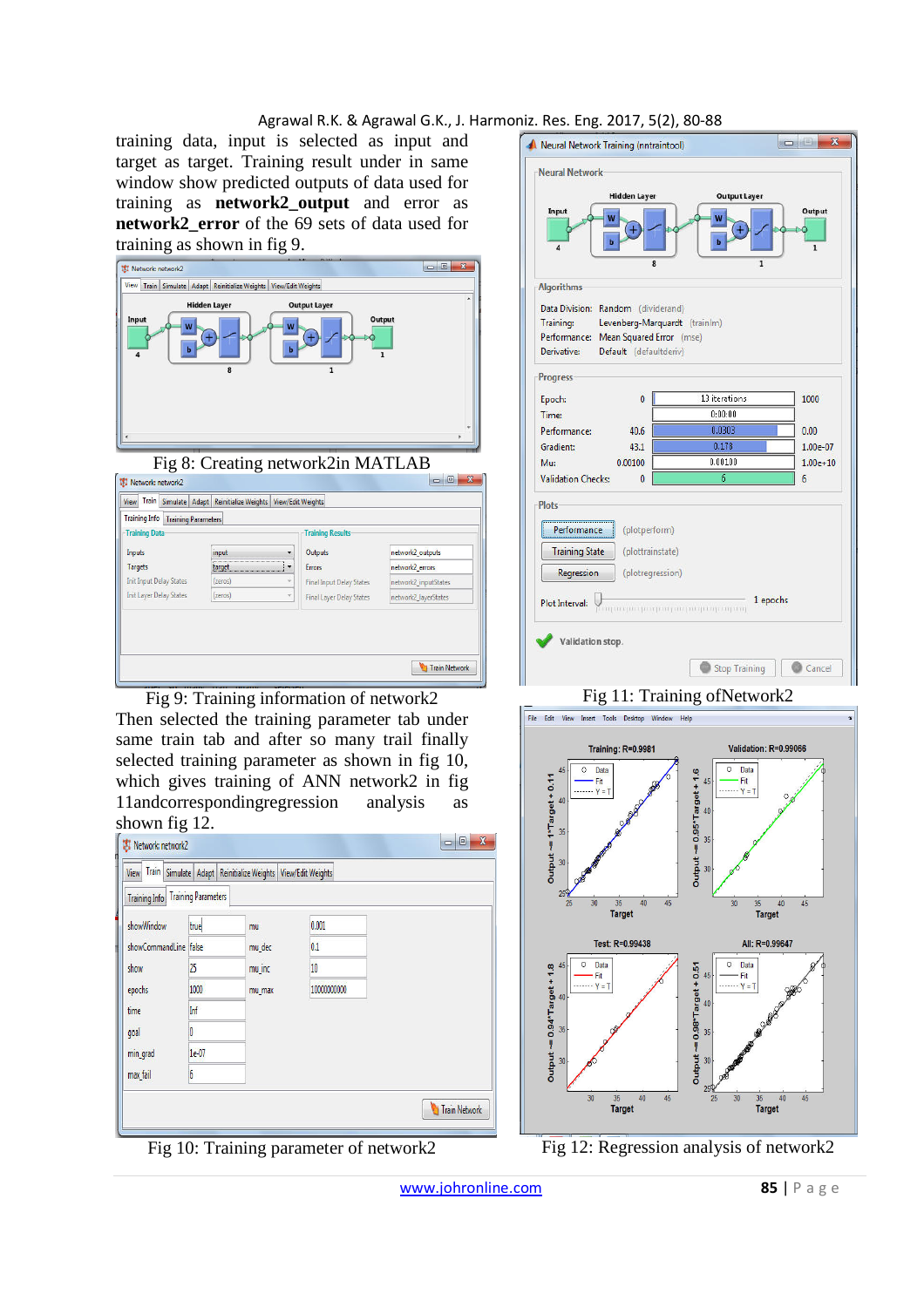training data, input is selected as input and target as target. Training result under in same window show predicted outputs of data used for training as **network2_output** and error as **network2_error** of the 69 sets of data used for training as shown in fig 9.

Fig 8: Creating network2in MATLAB

Fig 9: Training information of network2

Then selected the training parameter tab under same training tab and after so many trail finally selected training parameter as shown in fig 10, which gives training of ANN network2 in fig 11andcorrespondingregression analysis as shown fig 12.

Fig 10: Training parameter of network2

Fig 11: Training ofNetwork2

Fig 12: Regression analysis of network2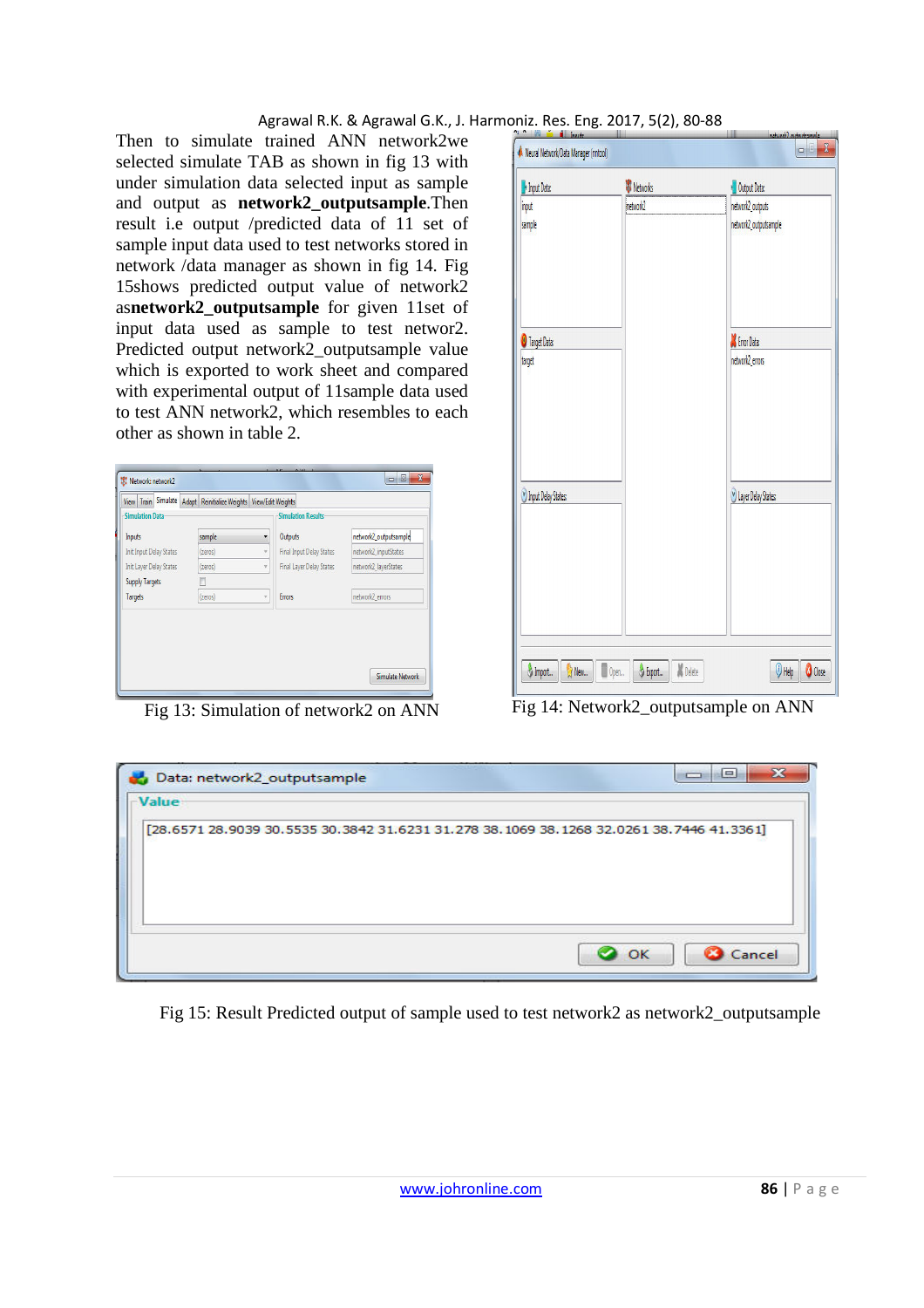Then to simulate trained ANN network2we selected simulate TAB as shown in fig 13 with under simulation data selected input as sample and output as **network2_outputsample**.Then result i.e output /predicted data of 11 set of sample input data used to test networks stored in network /data manager as shown in fig 14. Fig 15shows predicted output value of network2 as**network2_outputsample** for given 11set of input data used as sample to test networ2. Predicted output network2_outputsample value which is exported to work sheet and compared with experimental output of 11sample data used to test ANN network2, which resembles to each other as shown in table 2.

Fig 13: Simulation of network2 on ANN

Fig 14: Network2_outputsample on ANN

Fig 15: Result Predicted output of sample used to test network2 as network2_outputsample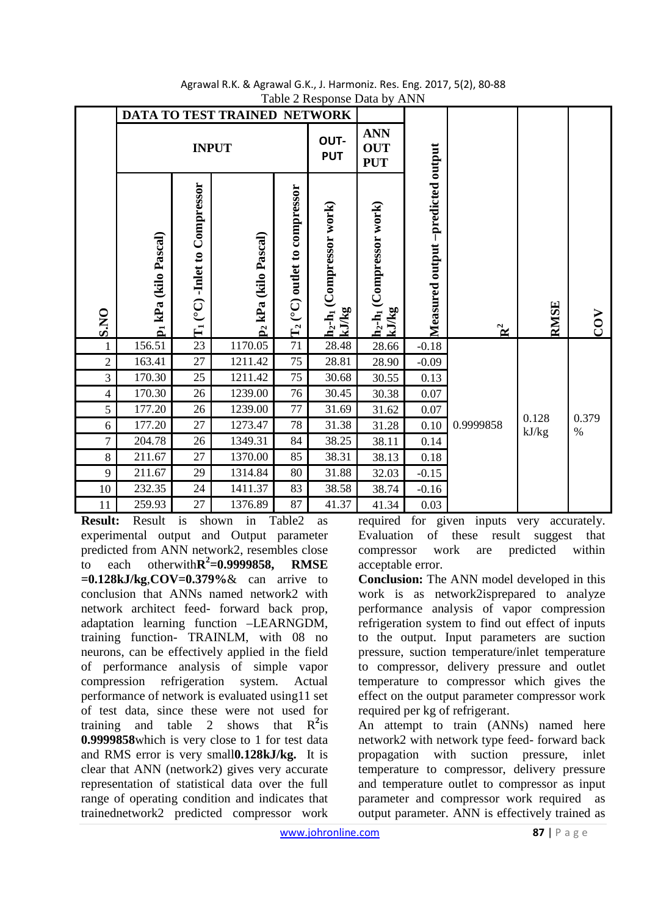Table 2 Response Data by ANN

| | DATA TO TEST TRAINED NETWORK | | | | | | | | | |
|---|---|---|---|---|---|---|---|---|---|---|
| | INPUT | | | | OUT-PUT | ANN OUT PUT | | | | |
| S.NO | $p_1$ kPa (kilo Pascal) | $T_1$ (°C) -Inlet to Compressor | $p_2$ kPa (kilo Pascal) | $T_2$ (°C) outlet to compressor | $h_2$-$h_1$ (Compressor work) kJ/kg | $h_2$-$h_1$ (Compressor work) kJ/kg | Measured output –predicted output | $R^2$ | RMSE | COV |
| 1 | 156.51 | 23 | 1170.05 | 71 | 28.48 | 28.66 | -0.18 | 0.9999858 | 0.128 kJ/kg | 0.379 % |
| 2 | 163.41 | 27 | 1211.42 | 75 | 28.81 | 28.90 | -0.09 | | | |
| 3 | 170.30 | 25 | 1211.42 | 75 | 30.68 | 30.55 | 0.13 | | | |
| 4 | 170.30 | 26 | 1239.00 | 76 | 30.45 | 30.38 | 0.07 | | | |
| 5 | 177.20 | 26 | 1239.00 | 77 | 31.69 | 31.62 | 0.07 | | | |
| 6 | 177.20 | 27 | 1273.47 | 78 | 31.38 | 31.28 | 0.10 | | | |
| 7 | 204.78 | 26 | 1349.31 | 84 | 38.25 | 38.11 | 0.14 | | | |
| 8 | 211.67 | 27 | 1370.00 | 85 | 38.31 | 38.13 | 0.18 | | | |
| 9 | 211.67 | 29 | 1314.84 | 80 | 31.88 | 32.03 | -0.15 | | | |
| 10 | 232.35 | 24 | 1411.37 | 83 | 38.58 | 38.74 | -0.16 | | | |
| 11 | 259.93 | 27 | 1376.89 | 87 | 41.37 | 41.34 | 0.03 | | | |

**Result:** Result is shown in Table2 as experimental output and Output parameter predicted from ANN network2, resembles close to each otherwith**$R^2$=0.9999858, RMSE =0.128kJ/kg**,**COV=0.379%**& can arrive to conclusion that ANNs named network2 with network architect feed- forward back prop, adaptation learning function –LEARNGDM, training function- TRAINLM, with 08 no neurons, can be effectively applied in the field of performance analysis of simple vapor compression refrigeration system. Actual performance of network is evaluated using11 set of test data, since these were not used for training and table 2 shows that $R^2$is **0.9999858**which is very close to 1 for test data and RMS error is very small**0.128kJ/kg.** It is clear that ANN (network2) gives very accurate representation of statistical data over the full range of operating condition and indicates that trainednetwork2 predicted compressor work required for given inputs very accurately. Evaluation of these result suggest that compressor work are predicted within acceptable error.

**Conclusion:** The ANN model developed in this work is as network2isprepared to analyze performance analysis of vapor compression refrigeration system to find out effect of inputs to the output. Input parameters are suction pressure, suction temperature/inlet temperature to compressor, delivery pressure and outlet temperature to compressor which gives the effect on the output parameter compressor work required per kg of refrigerant.

An attempt to train (ANNs) named here network2 with network type feed- forward back propagation with suction pressure, inlet temperature to compressor, delivery pressure and temperature outlet to compressor as input parameter and compressor work required as output parameter. ANN is effectively trained as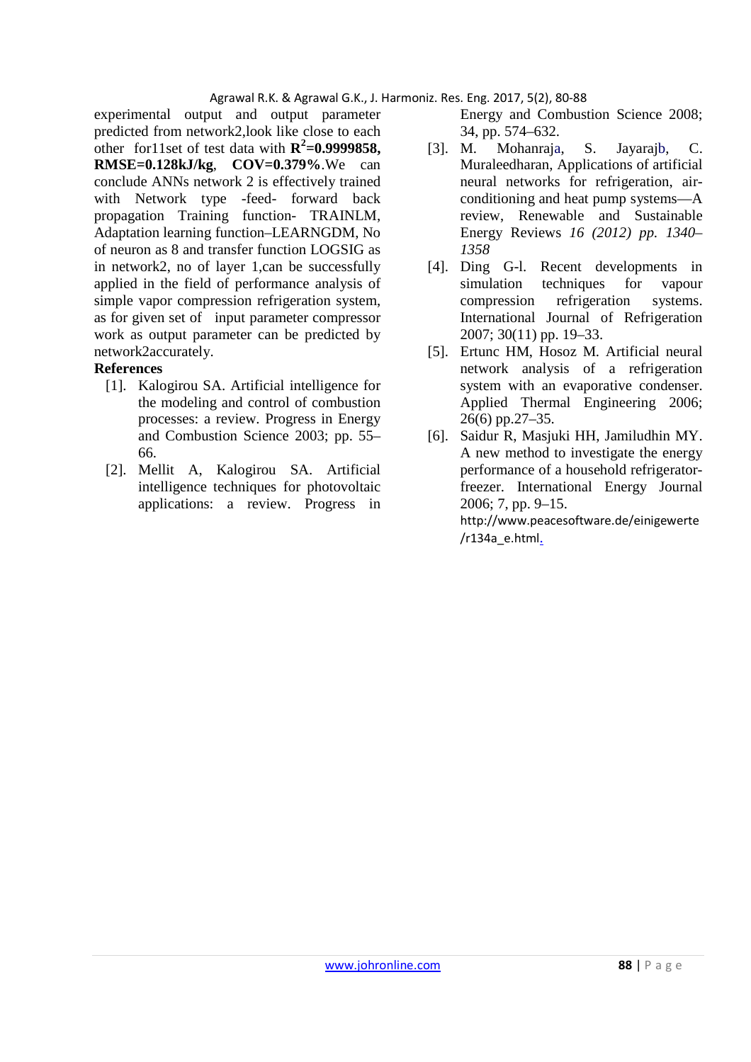experimental output and output parameter predicted from network2,look like close to each other for11set of test data with **$R^2$=0.9999858, RMSE=0.128kJ/kg**, **COV=0.379%**.We can conclude ANNs network 2 is effectively trained with Network type -feed- forward back propagation Training function- TRAINLM, Adaptation learning function–LEARNGDM, No of neuron as 8 and transfer function LOGSIG as in network2, no of layer 1,can be successfully applied in the field of performance analysis of simple vapor compression refrigeration system, as for given set of input parameter compressor work as output parameter can be predicted by network2accurately.

**References**

[1]. Kalogirou SA. Artificial intelligence for the modeling and control of combustion processes: a review. Progress in Energy and Combustion Science 2003; pp. 55–66.

[2]. Mellit A, Kalogirou SA. Artificial intelligence techniques for photovoltaic applications: a review. Progress in Energy and Combustion Science 2008; 34, pp. 574–632.

[3]. M. Mohanraja, S. Jayarajb, C. Muraleedharan, Applications of artificial neural networks for refrigeration, air-conditioning and heat pump systems—A review, Renewable and Sustainable Energy Reviews *16 (2012) pp. 1340–1358*

[4]. Ding G-l. Recent developments in simulation techniques for vapour compression refrigeration systems. International Journal of Refrigeration 2007; 30(11) pp. 19–33.

[5]. Ertunc HM, Hosoz M. Artificial neural network analysis of a refrigeration system with an evaporative condenser. Applied Thermal Engineering 2006; 26(6) pp.27–35.

[6]. Saidur R, Masjuki HH, Jamiludhin MY. A new method to investigate the energy performance of a household refrigerator-freezer. International Energy Journal 2006; 7, pp. 9–15. http://www.peacesoftware.de/einigewerte/r134a_e.html.